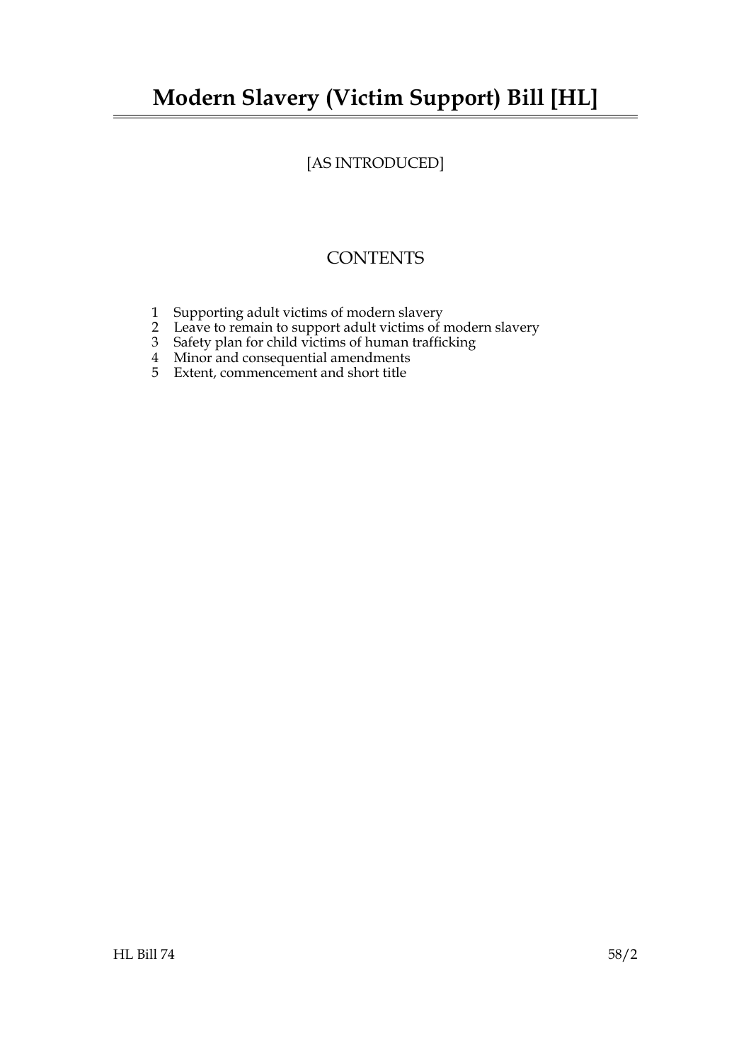# Modern Slavery (Victim Support) Bill [HL]

[AS INTRODUCED]

## CONTENTS

1 Supporting adult victims of modern slavery
2 Leave to remain to support adult victims of modern slavery
3 Safety plan for child victims of human trafficking
4 Minor and consequential amendments
5 Extent, commencement and short title

HL Bill 74 58/2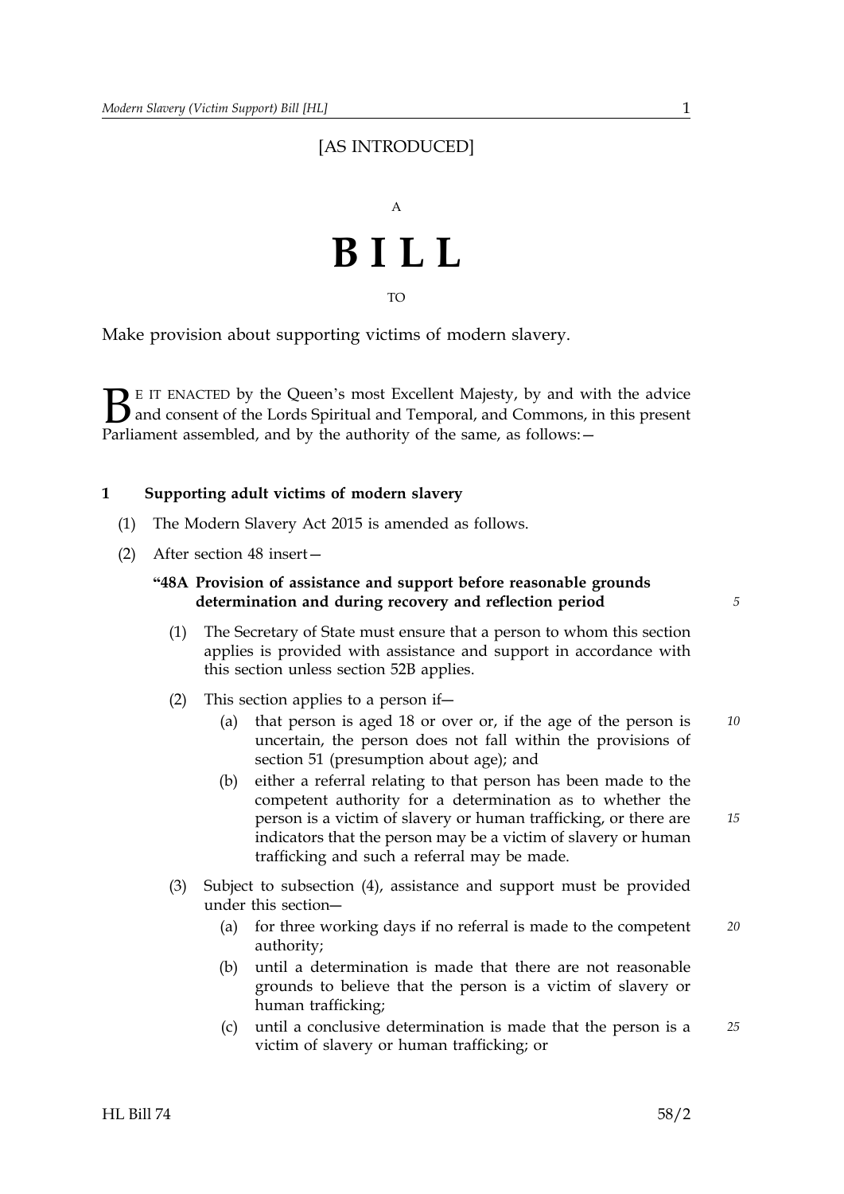[AS INTRODUCED]

A

# BILL

TO

Make provision about supporting victims of modern slavery.

BE IT ENACTED by the Queen's most Excellent Majesty, by and with the advice and consent of the Lords Spiritual and Temporal, and Commons, in this present Parliament assembled, and by the authority of the same, as follows:—

**1 Supporting adult victims of modern slavery**

(1) The Modern Slavery Act 2015 is amended as follows.

(2) After section 48 insert—

**"48A Provision of assistance and support before reasonable grounds determination and during recovery and reflection period**

(1) The Secretary of State must ensure that a person to whom this section applies is provided with assistance and support in accordance with this section unless section 52B applies.

(2) This section applies to a person if—

(a) that person is aged 18 or over or, if the age of the person is uncertain, the person does not fall within the provisions of section 51 (presumption about age); and

(b) either a referral relating to that person has been made to the competent authority for a determination as to whether the person is a victim of slavery or human trafficking, or there are indicators that the person may be a victim of slavery or human trafficking and such a referral may be made.

(3) Subject to subsection (4), assistance and support must be provided under this section—

(a) for three working days if no referral is made to the competent authority;

(b) until a determination is made that there are not reasonable grounds to believe that the person is a victim of slavery or human trafficking;

(c) until a conclusive determination is made that the person is a victim of slavery or human trafficking; or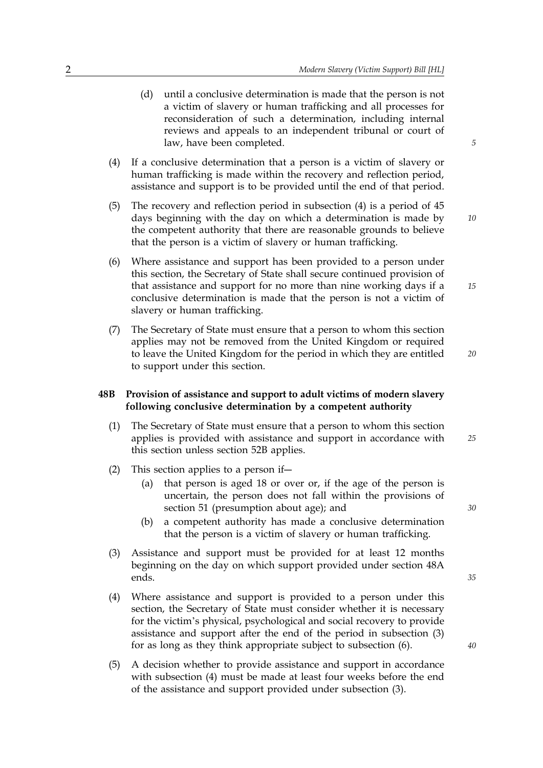(d) until a conclusive determination is made that the person is not a victim of slavery or human trafficking and all processes for reconsideration of such a determination, including internal reviews and appeals to an independent tribunal or court of law, have been completed.

(4) If a conclusive determination that a person is a victim of slavery or human trafficking is made within the recovery and reflection period, assistance and support is to be provided until the end of that period.

(5) The recovery and reflection period in subsection (4) is a period of 45 days beginning with the day on which a determination is made by the competent authority that there are reasonable grounds to believe that the person is a victim of slavery or human trafficking.

(6) Where assistance and support has been provided to a person under this section, the Secretary of State shall secure continued provision of that assistance and support for no more than nine working days if a conclusive determination is made that the person is not a victim of slavery or human trafficking.

(7) The Secretary of State must ensure that a person to whom this section applies may not be removed from the United Kingdom or required to leave the United Kingdom for the period in which they are entitled to support under this section.

**48B Provision of assistance and support to adult victims of modern slavery following conclusive determination by a competent authority**

(1) The Secretary of State must ensure that a person to whom this section applies is provided with assistance and support in accordance with this section unless section 52B applies.

(2) This section applies to a person if—

(a) that person is aged 18 or over or, if the age of the person is uncertain, the person does not fall within the provisions of section 51 (presumption about age); and

(b) a competent authority has made a conclusive determination that the person is a victim of slavery or human trafficking.

(3) Assistance and support must be provided for at least 12 months beginning on the day on which support provided under section 48A ends.

(4) Where assistance and support is provided to a person under this section, the Secretary of State must consider whether it is necessary for the victim's physical, psychological and social recovery to provide assistance and support after the end of the period in subsection (3) for as long as they think appropriate subject to subsection (6).

(5) A decision whether to provide assistance and support in accordance with subsection (4) must be made at least four weeks before the end of the assistance and support provided under subsection (3).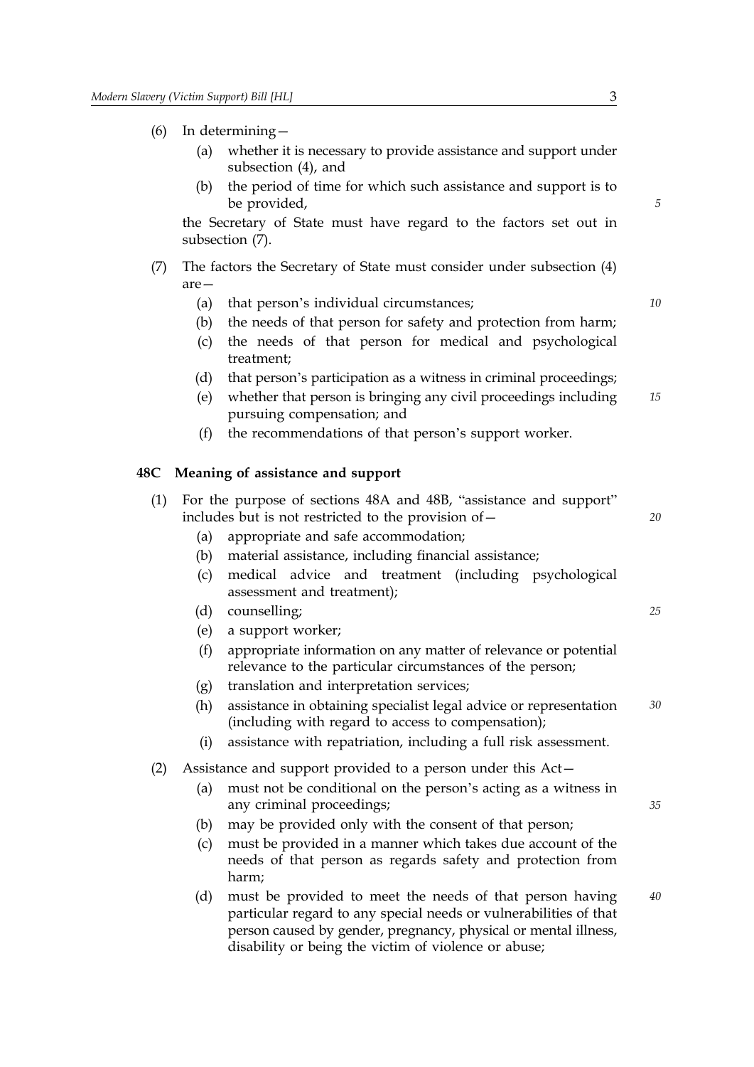(6) In determining—

  (a) whether it is necessary to provide assistance and support under subsection (4), and

  (b) the period of time for which such assistance and support is to be provided,

the Secretary of State must have regard to the factors set out in subsection (7).

(7) The factors the Secretary of State must consider under subsection (4) are—

  (a) that person's individual circumstances;

  (b) the needs of that person for safety and protection from harm;

  (c) the needs of that person for medical and psychological treatment;

  (d) that person's participation as a witness in criminal proceedings;

  (e) whether that person is bringing any civil proceedings including pursuing compensation; and

  (f) the recommendations of that person's support worker.

**48C Meaning of assistance and support**

(1) For the purpose of sections 48A and 48B, "assistance and support" includes but is not restricted to the provision of—

  (a) appropriate and safe accommodation;

  (b) material assistance, including financial assistance;

  (c) medical advice and treatment (including psychological assessment and treatment);

  (d) counselling;

  (e) a support worker;

  (f) appropriate information on any matter of relevance or potential relevance to the particular circumstances of the person;

  (g) translation and interpretation services;

  (h) assistance in obtaining specialist legal advice or representation (including with regard to access to compensation);

  (i) assistance with repatriation, including a full risk assessment.

(2) Assistance and support provided to a person under this Act—

  (a) must not be conditional on the person's acting as a witness in any criminal proceedings;

  (b) may be provided only with the consent of that person;

  (c) must be provided in a manner which takes due account of the needs of that person as regards safety and protection from harm;

  (d) must be provided to meet the needs of that person having particular regard to any special needs or vulnerabilities of that person caused by gender, pregnancy, physical or mental illness, disability or being the victim of violence or abuse;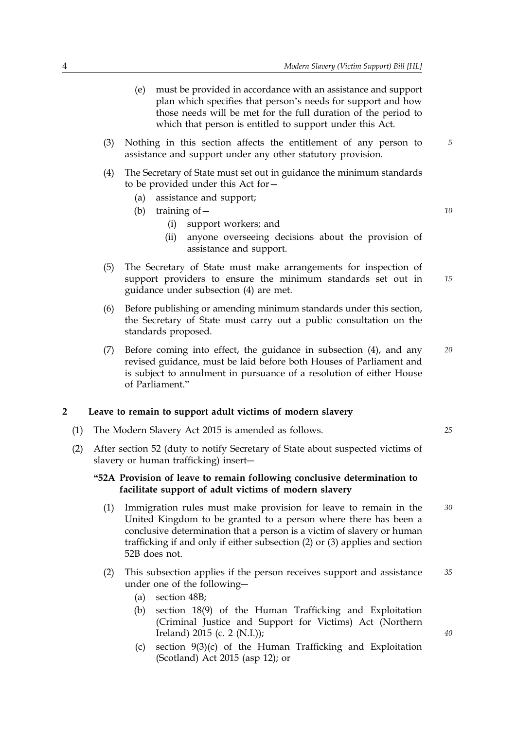(e) must be provided in accordance with an assistance and support plan which specifies that person's needs for support and how those needs will be met for the full duration of the period to which that person is entitled to support under this Act.

(3) Nothing in this section affects the entitlement of any person to assistance and support under any other statutory provision.

(4) The Secretary of State must set out in guidance the minimum standards to be provided under this Act for—

(a) assistance and support;

(b) training of—

(i) support workers; and

(ii) anyone overseeing decisions about the provision of assistance and support.

(5) The Secretary of State must make arrangements for inspection of support providers to ensure the minimum standards set out in guidance under subsection (4) are met.

(6) Before publishing or amending minimum standards under this section, the Secretary of State must carry out a public consultation on the standards proposed.

(7) Before coming into effect, the guidance in subsection (4), and any revised guidance, must be laid before both Houses of Parliament and is subject to annulment in pursuance of a resolution of either House of Parliament."

## 2 Leave to remain to support adult victims of modern slavery

(1) The Modern Slavery Act 2015 is amended as follows.

(2) After section 52 (duty to notify Secretary of State about suspected victims of slavery or human trafficking) insert—

**"52A Provision of leave to remain following conclusive determination to facilitate support of adult victims of modern slavery**

(1) Immigration rules must make provision for leave to remain in the United Kingdom to be granted to a person where there has been a conclusive determination that a person is a victim of slavery or human trafficking if and only if either subsection (2) or (3) applies and section 52B does not.

(2) This subsection applies if the person receives support and assistance under one of the following—

(a) section 48B;

(b) section 18(9) of the Human Trafficking and Exploitation (Criminal Justice and Support for Victims) Act (Northern Ireland) 2015 (c. 2 (N.I.));

(c) section 9(3)(c) of the Human Trafficking and Exploitation (Scotland) Act 2015 (asp 12); or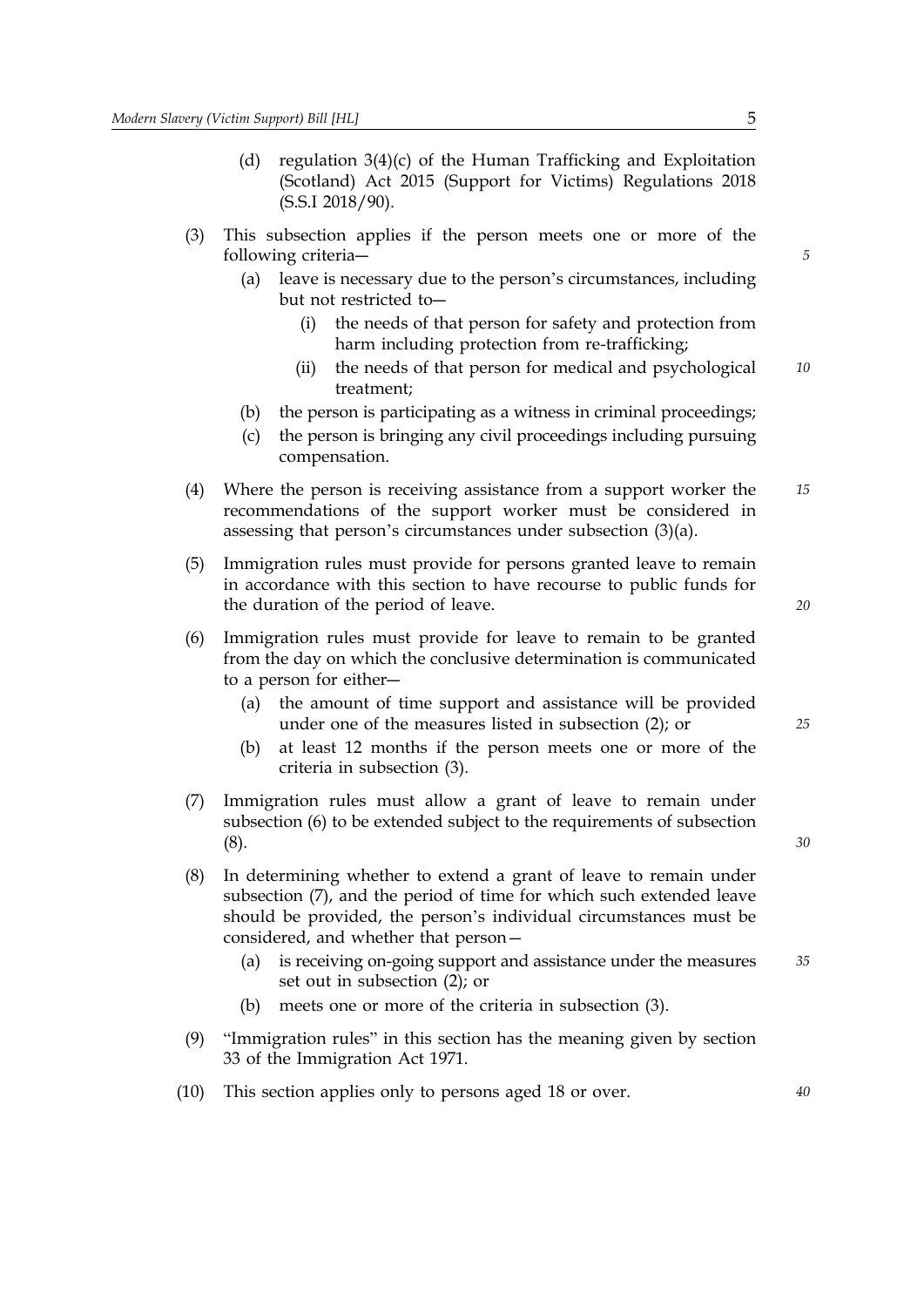(d) regulation 3(4)(c) of the Human Trafficking and Exploitation (Scotland) Act 2015 (Support for Victims) Regulations 2018 (S.S.I 2018/90).

(3) This subsection applies if the person meets one or more of the following criteria—

  (a) leave is necessary due to the person's circumstances, including but not restricted to—

    (i) the needs of that person for safety and protection from harm including protection from re-trafficking;

    (ii) the needs of that person for medical and psychological treatment;

  (b) the person is participating as a witness in criminal proceedings;

  (c) the person is bringing any civil proceedings including pursuing compensation.

(4) Where the person is receiving assistance from a support worker the recommendations of the support worker must be considered in assessing that person's circumstances under subsection (3)(a).

(5) Immigration rules must provide for persons granted leave to remain in accordance with this section to have recourse to public funds for the duration of the period of leave.

(6) Immigration rules must provide for leave to remain to be granted from the day on which the conclusive determination is communicated to a person for either—

  (a) the amount of time support and assistance will be provided under one of the measures listed in subsection (2); or

  (b) at least 12 months if the person meets one or more of the criteria in subsection (3).

(7) Immigration rules must allow a grant of leave to remain under subsection (6) to be extended subject to the requirements of subsection (8).

(8) In determining whether to extend a grant of leave to remain under subsection (7), and the period of time for which such extended leave should be provided, the person's individual circumstances must be considered, and whether that person—

  (a) is receiving on-going support and assistance under the measures set out in subsection (2); or

  (b) meets one or more of the criteria in subsection (3).

(9) "Immigration rules" in this section has the meaning given by section 33 of the Immigration Act 1971.

(10) This section applies only to persons aged 18 or over.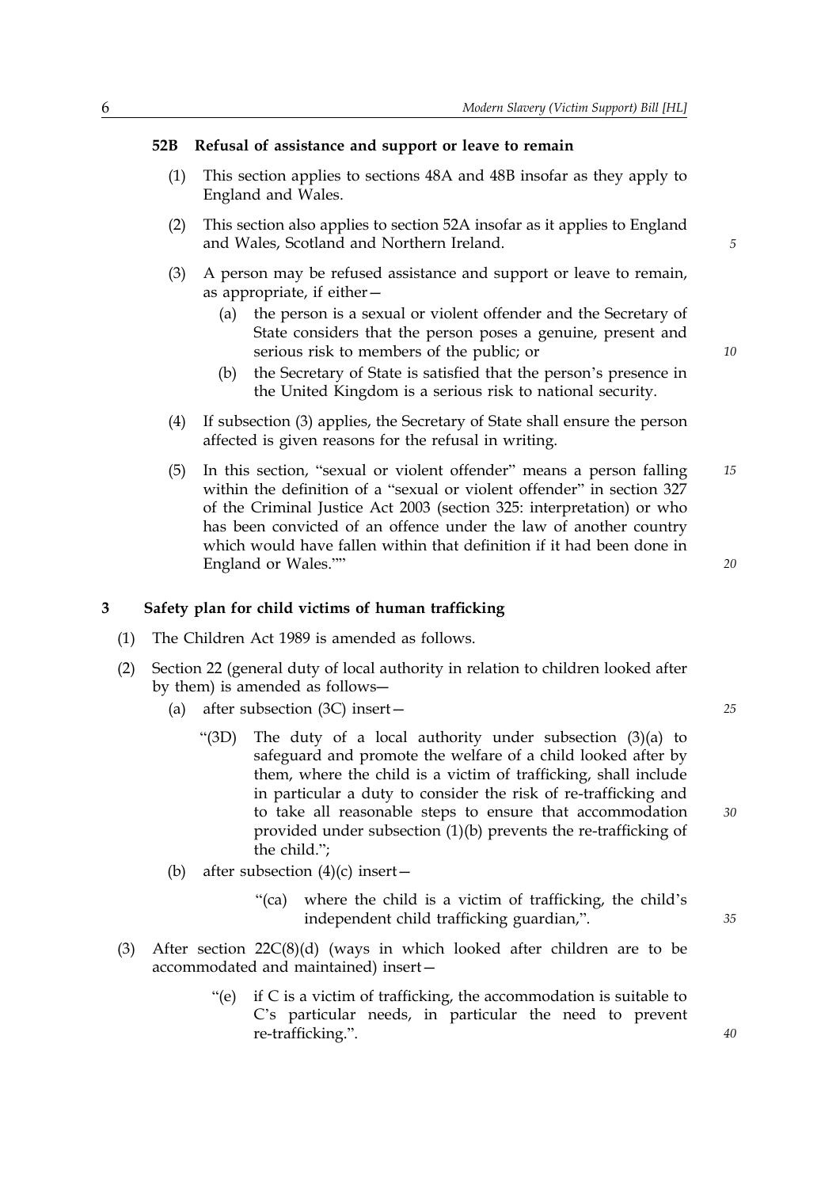**52B Refusal of assistance and support or leave to remain**

(1) This section applies to sections 48A and 48B insofar as they apply to England and Wales.

(2) This section also applies to section 52A insofar as it applies to England and Wales, Scotland and Northern Ireland.

(3) A person may be refused assistance and support or leave to remain, as appropriate, if either—

(a) the person is a sexual or violent offender and the Secretary of State considers that the person poses a genuine, present and serious risk to members of the public; or

(b) the Secretary of State is satisfied that the person's presence in the United Kingdom is a serious risk to national security.

(4) If subsection (3) applies, the Secretary of State shall ensure the person affected is given reasons for the refusal in writing.

(5) In this section, "sexual or violent offender" means a person falling within the definition of a "sexual or violent offender" in section 327 of the Criminal Justice Act 2003 (section 325: interpretation) or who has been convicted of an offence under the law of another country which would have fallen within that definition if it had been done in England or Wales.""

## 3 Safety plan for child victims of human trafficking

(1) The Children Act 1989 is amended as follows.

(2) Section 22 (general duty of local authority in relation to children looked after by them) is amended as follows—

(a) after subsection (3C) insert—

"(3D) The duty of a local authority under subsection (3)(a) to safeguard and promote the welfare of a child looked after by them, where the child is a victim of trafficking, shall include in particular a duty to consider the risk of re-trafficking and to take all reasonable steps to ensure that accommodation provided under subsection (1)(b) prevents the re-trafficking of the child.";

(b) after subsection (4)(c) insert—

"(ca) where the child is a victim of trafficking, the child's independent child trafficking guardian,".

(3) After section 22C(8)(d) (ways in which looked after children are to be accommodated and maintained) insert—

"(e) if C is a victim of trafficking, the accommodation is suitable to C's particular needs, in particular the need to prevent re-trafficking.".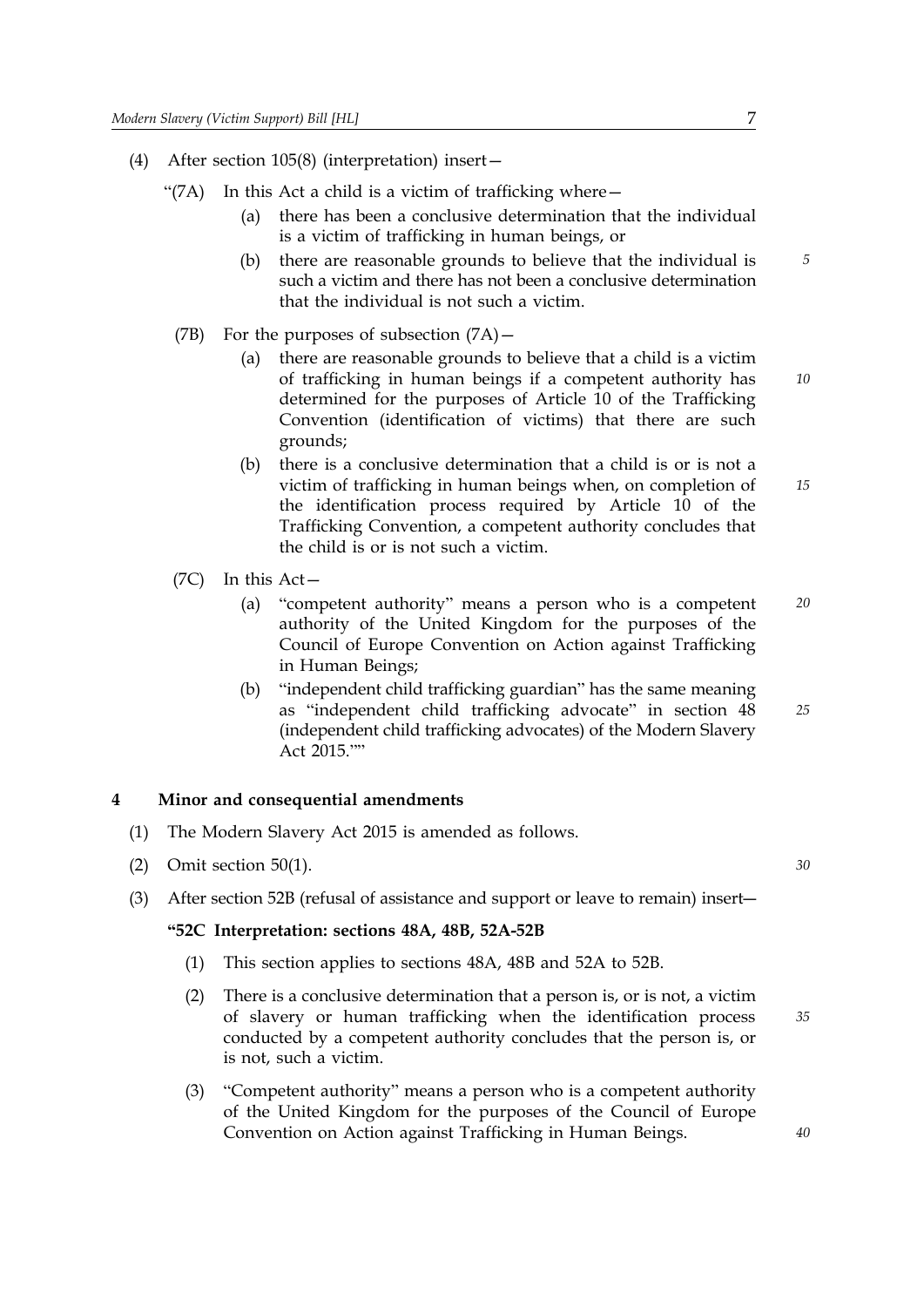(4) After section 105(8) (interpretation) insert—

"(7A) In this Act a child is a victim of trafficking where—

(a) there has been a conclusive determination that the individual is a victim of trafficking in human beings, or

(b) there are reasonable grounds to believe that the individual is such a victim and there has not been a conclusive determination that the individual is not such a victim.

(7B) For the purposes of subsection (7A)—

(a) there are reasonable grounds to believe that a child is a victim of trafficking in human beings if a competent authority has determined for the purposes of Article 10 of the Trafficking Convention (identification of victims) that there are such grounds;

(b) there is a conclusive determination that a child is or is not a victim of trafficking in human beings when, on completion of the identification process required by Article 10 of the Trafficking Convention, a competent authority concludes that the child is or is not such a victim.

(7C) In this Act—

(a) "competent authority" means a person who is a competent authority of the United Kingdom for the purposes of the Council of Europe Convention on Action against Trafficking in Human Beings;

(b) "independent child trafficking guardian" has the same meaning as "independent child trafficking advocate" in section 48 (independent child trafficking advocates) of the Modern Slavery Act 2015.""

## 4 Minor and consequential amendments

(1) The Modern Slavery Act 2015 is amended as follows.

(2) Omit section 50(1).

(3) After section 52B (refusal of assistance and support or leave to remain) insert—

**"52C Interpretation: sections 48A, 48B, 52A-52B**

(1) This section applies to sections 48A, 48B and 52A to 52B.

(2) There is a conclusive determination that a person is, or is not, a victim of slavery or human trafficking when the identification process conducted by a competent authority concludes that the person is, or is not, such a victim.

(3) "Competent authority" means a person who is a competent authority of the United Kingdom for the purposes of the Council of Europe Convention on Action against Trafficking in Human Beings.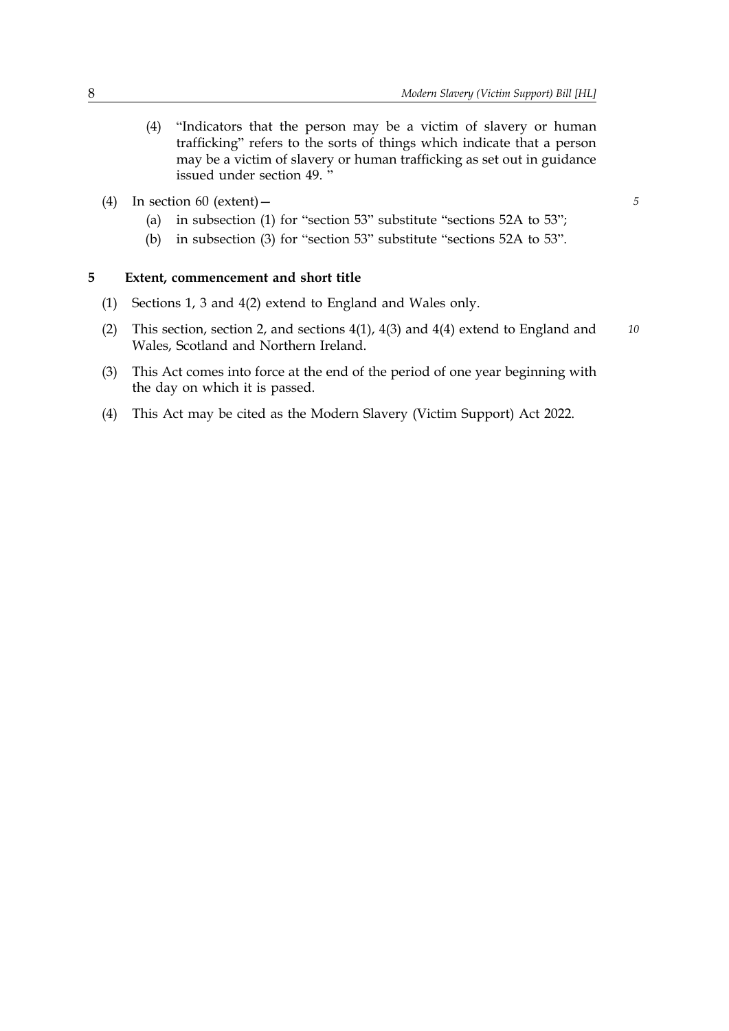(4) "Indicators that the person may be a victim of slavery or human trafficking" refers to the sorts of things which indicate that a person may be a victim of slavery or human trafficking as set out in guidance issued under section 49. "

(4) In section 60 (extent)—

(a) in subsection (1) for "section 53" substitute "sections 52A to 53";

(b) in subsection (3) for "section 53" substitute "sections 52A to 53".

**5 Extent, commencement and short title**

(1) Sections 1, 3 and 4(2) extend to England and Wales only.

(2) This section, section 2, and sections 4(1), 4(3) and 4(4) extend to England and Wales, Scotland and Northern Ireland.

(3) This Act comes into force at the end of the period of one year beginning with the day on which it is passed.

(4) This Act may be cited as the Modern Slavery (Victim Support) Act 2022.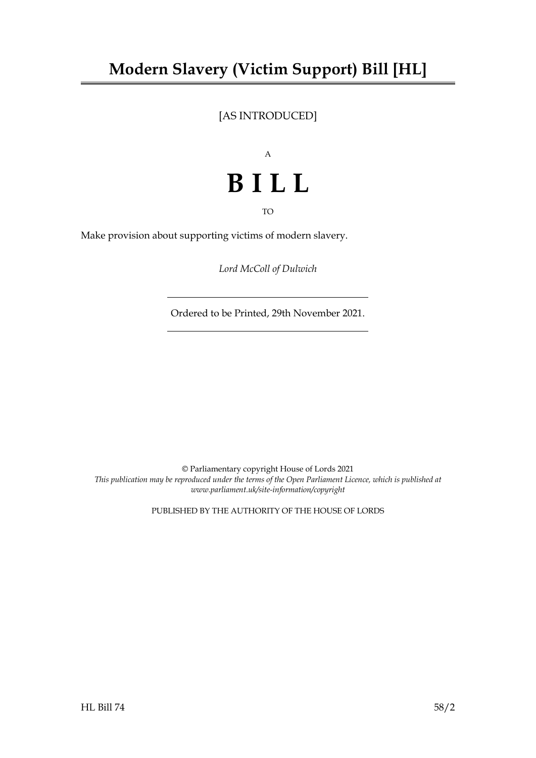# Modern Slavery (Victim Support) Bill [HL]

[AS INTRODUCED]

A

# B I L L

TO

Make provision about supporting victims of modern slavery.

*Lord McColl of Dulwich*

Ordered to be Printed, 29th November 2021.

© Parliamentary copyright House of Lords 2021
*This publication may be reproduced under the terms of the Open Parliament Licence, which is published at www.parliament.uk/site-information/copyright*

PUBLISHED BY THE AUTHORITY OF THE HOUSE OF LORDS

HL Bill 74 58/2